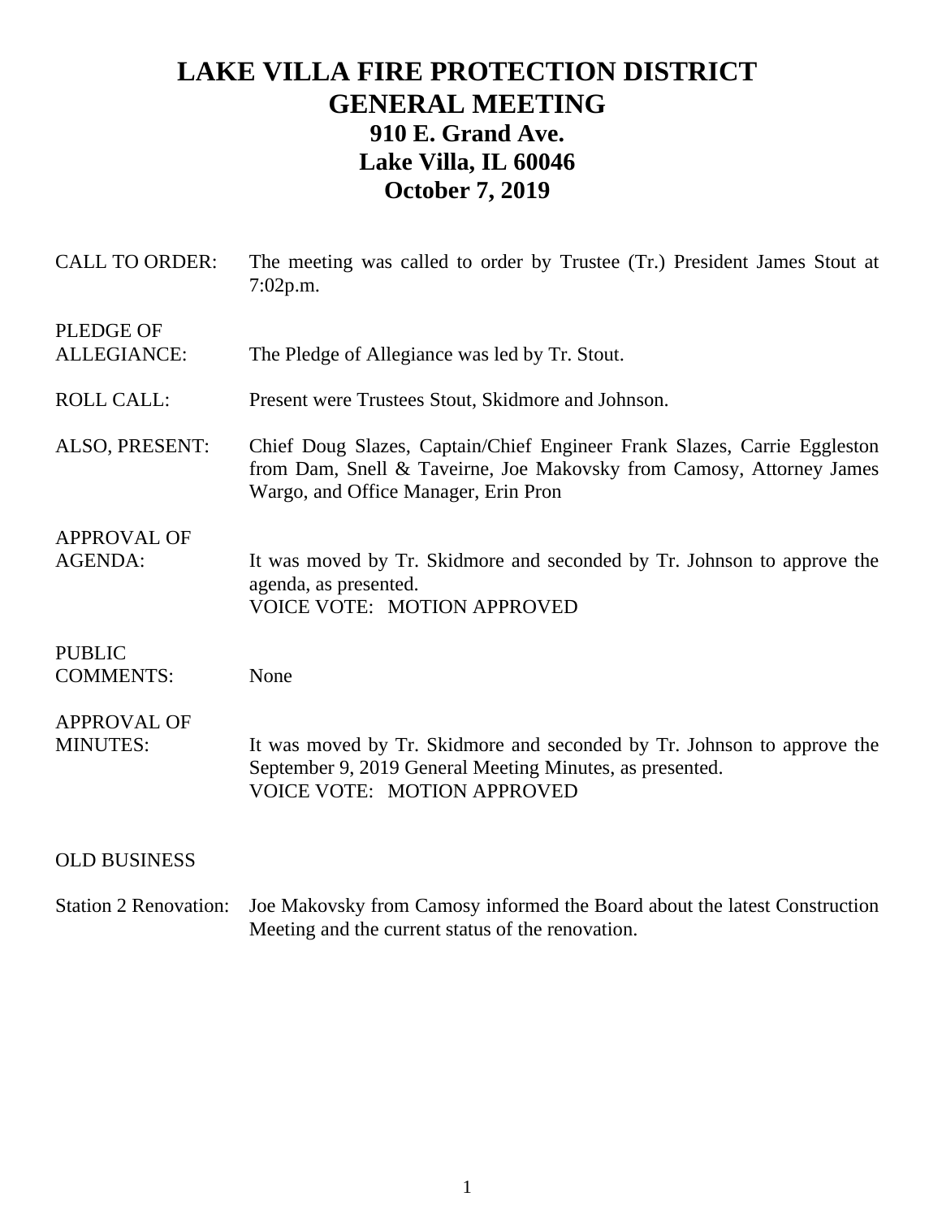# LAKE VILLA FIRE PROTECTION DISTRICT
# GENERAL MEETING
## 910 E. Grand Ave.
## Lake Villa, IL 60046
## October 7, 2019

CALL TO ORDER: The meeting was called to order by Trustee (Tr.) President James Stout at 7:02p.m.

PLEDGE OF ALLEGIANCE: The Pledge of Allegiance was led by Tr. Stout.

ROLL CALL: Present were Trustees Stout, Skidmore and Johnson.

ALSO, PRESENT: Chief Doug Slazes, Captain/Chief Engineer Frank Slazes, Carrie Eggleston from Dam, Snell & Taveirne, Joe Makovsky from Camosy, Attorney James Wargo, and Office Manager, Erin Pron

APPROVAL OF AGENDA: It was moved by Tr. Skidmore and seconded by Tr. Johnson to approve the agenda, as presented.
VOICE VOTE: MOTION APPROVED

PUBLIC COMMENTS: None

APPROVAL OF MINUTES: It was moved by Tr. Skidmore and seconded by Tr. Johnson to approve the September 9, 2019 General Meeting Minutes, as presented.
VOICE VOTE: MOTION APPROVED

OLD BUSINESS

Station 2 Renovation: Joe Makovsky from Camosy informed the Board about the latest Construction Meeting and the current status of the renovation.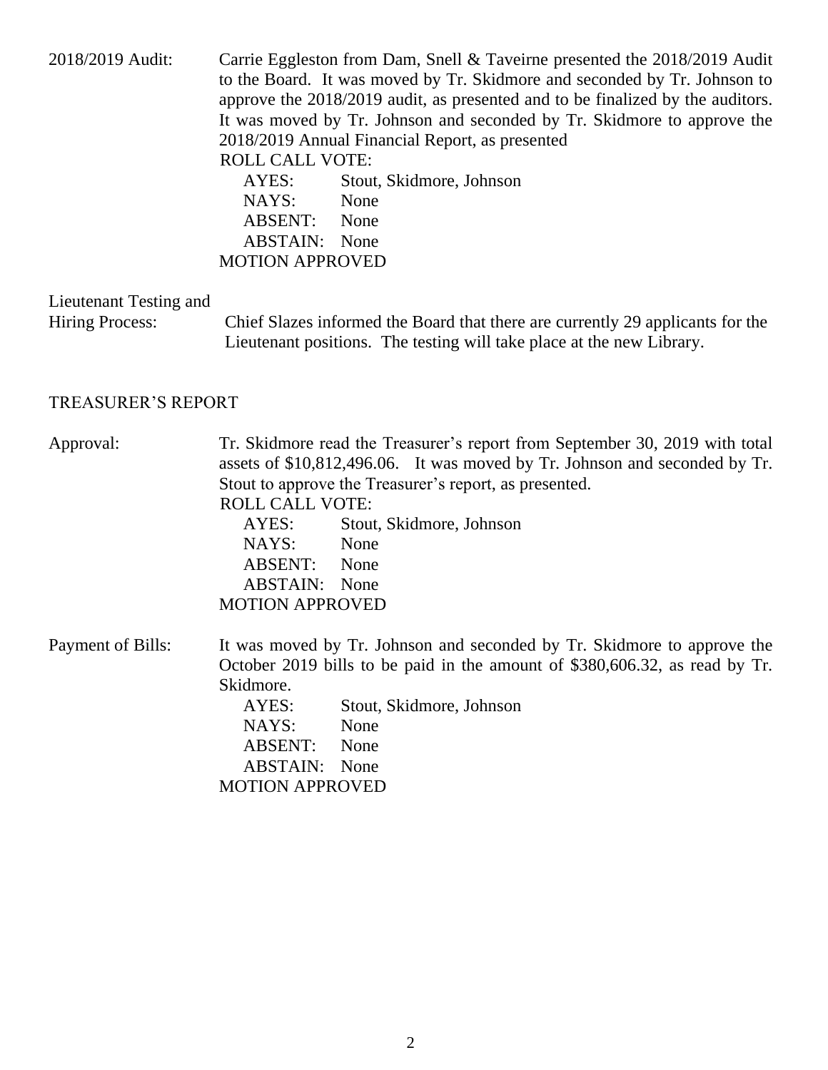2018/2019 Audit: Carrie Eggleston from Dam, Snell & Taveirne presented the 2018/2019 Audit to the Board. It was moved by Tr. Skidmore and seconded by Tr. Johnson to approve the 2018/2019 audit, as presented and to be finalized by the auditors. It was moved by Tr. Johnson and seconded by Tr. Skidmore to approve the 2018/2019 Annual Financial Report, as presented

ROLL CALL VOTE:
AYES: Stout, Skidmore, Johnson
NAYS: None
ABSENT: None
ABSTAIN: None
MOTION APPROVED

Lieutenant Testing and Hiring Process: Chief Slazes informed the Board that there are currently 29 applicants for the Lieutenant positions. The testing will take place at the new Library.

## TREASURER'S REPORT

Approval: Tr. Skidmore read the Treasurer's report from September 30, 2019 with total assets of $10,812,496.06. It was moved by Tr. Johnson and seconded by Tr. Stout to approve the Treasurer's report, as presented.

ROLL CALL VOTE:
AYES: Stout, Skidmore, Johnson
NAYS: None
ABSENT: None
ABSTAIN: None
MOTION APPROVED

Payment of Bills: It was moved by Tr. Johnson and seconded by Tr. Skidmore to approve the October 2019 bills to be paid in the amount of $380,606.32, as read by Tr. Skidmore.

AYES: Stout, Skidmore, Johnson
NAYS: None
ABSENT: None
ABSTAIN: None
MOTION APPROVED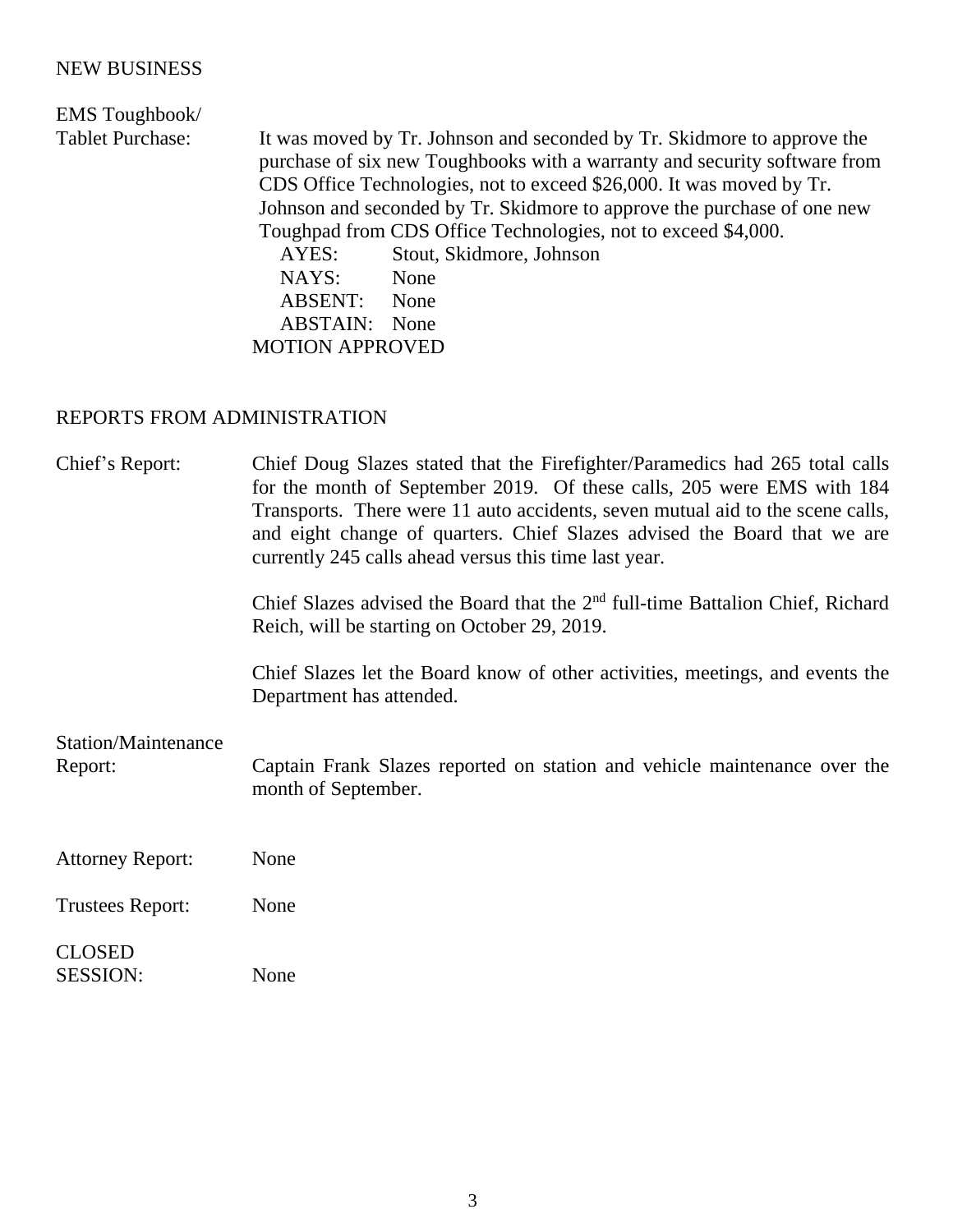## NEW BUSINESS

**EMS Toughbook/ Tablet Purchase:** It was moved by Tr. Johnson and seconded by Tr. Skidmore to approve the purchase of six new Toughbooks with a warranty and security software from CDS Office Technologies, not to exceed $26,000. It was moved by Tr. Johnson and seconded by Tr. Skidmore to approve the purchase of one new Toughpad from CDS Office Technologies, not to exceed $4,000.

AYES: Stout, Skidmore, Johnson
NAYS: None
ABSENT: None
ABSTAIN: None

MOTION APPROVED

## REPORTS FROM ADMINISTRATION

**Chief's Report:** Chief Doug Slazes stated that the Firefighter/Paramedics had 265 total calls for the month of September 2019. Of these calls, 205 were EMS with 184 Transports. There were 11 auto accidents, seven mutual aid to the scene calls, and eight change of quarters. Chief Slazes advised the Board that we are currently 245 calls ahead versus this time last year.

Chief Slazes advised the Board that the 2nd full-time Battalion Chief, Richard Reich, will be starting on October 29, 2019.

Chief Slazes let the Board know of other activities, meetings, and events the Department has attended.

**Station/Maintenance Report:** Captain Frank Slazes reported on station and vehicle maintenance over the month of September.

**Attorney Report:** None

**Trustees Report:** None

**CLOSED SESSION:** None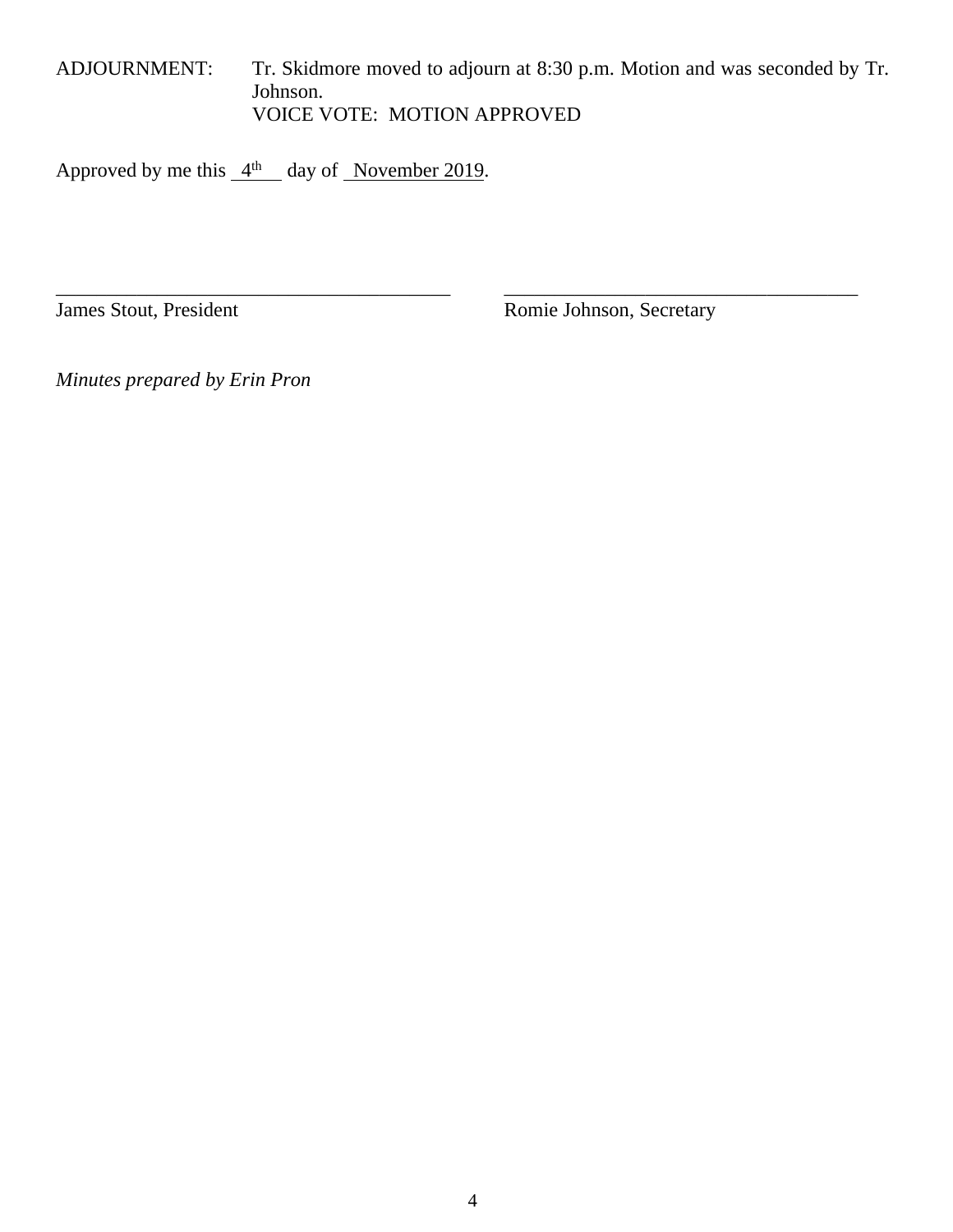ADJOURNMENT: Tr. Skidmore moved to adjourn at 8:30 p.m. Motion and was seconded by Tr. Johnson.
VOICE VOTE: MOTION APPROVED

Approved by me this 4th day of November 2019.

\_\_\_\_\_\_\_\_\_\_\_\_\_\_\_\_\_\_\_\_\_\_\_\_\_\_\_\_\_\_\_\_\_\_\_\_\_\_\_\_
James Stout, President

\_\_\_\_\_\_\_\_\_\_\_\_\_\_\_\_\_\_\_\_\_\_\_\_\_\_\_\_\_\_\_\_\_\_\_\_\_\_\_\_
Romie Johnson, Secretary

*Minutes prepared by Erin Pron*